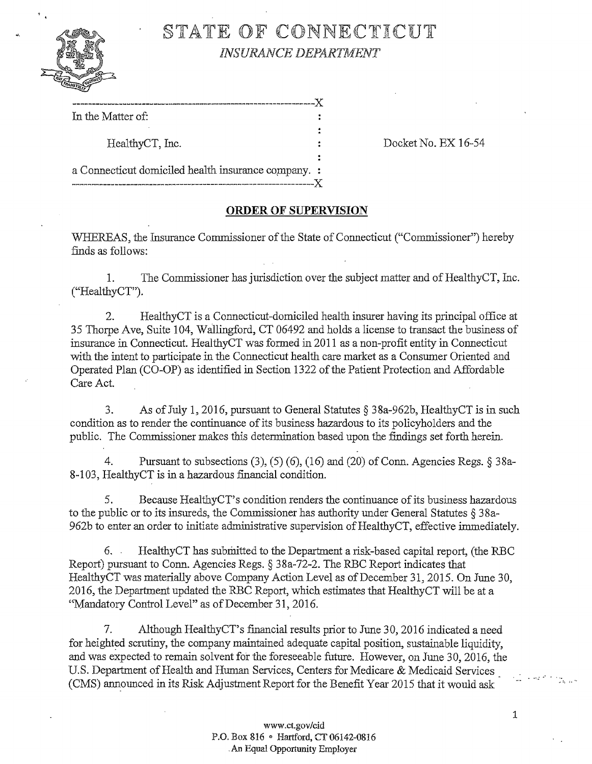# STATE OF CONNECTICUT

*INSURANCE DEPARTMENT*

---

In the Matter of:

HealthyCT, Inc.

a Connecticut domiciled health insurance company.

Docket No. EX 16-54

---

## ORDER OF SUPERVISION

WHEREAS, the Insurance Commissioner of the State of Connecticut ("Commissioner") hereby finds as follows:

1. The Commissioner has jurisdiction over the subject matter and of HealthyCT, Inc. ("HealthyCT").

2. HealthyCT is a Connecticut-domiciled health insurer having its principal office at 35 Thorpe Ave, Suite 104, Wallingford, CT 06492 and holds a license to transact the business of insurance in Connecticut. HealthyCT was formed in 2011 as a non-profit entity in Connecticut with the intent to participate in the Connecticut health care market as a Consumer Oriented and Operated Plan (CO-OP) as identified in Section 1322 of the Patient Protection and Affordable Care Act.

3. As of July 1, 2016, pursuant to General Statutes § 38a-962b, HealthyCT is in such condition as to render the continuance of its business hazardous to its policyholders and the public. The Commissioner makes this determination based upon the findings set forth herein.

4. Pursuant to subsections (3), (5) (6), (16) and (20) of Conn. Agencies Regs. § 38a-8-103, HealthyCT is in a hazardous financial condition.

5. Because HealthyCT's condition renders the continuance of its business hazardous to the public or to its insureds, the Commissioner has authority under General Statutes § 38a-962b to enter an order to initiate administrative supervision of HealthyCT, effective immediately.

6. HealthyCT has submitted to the Department a risk-based capital report, (the RBC Report) pursuant to Conn. Agencies Regs. § 38a-72-2. The RBC Report indicates that HealthyCT was materially above Company Action Level as of December 31, 2015. On June 30, 2016, the Department updated the RBC Report, which estimates that HealthyCT will be at a "Mandatory Control Level" as of December 31, 2016.

7. Although HealthyCT's financial results prior to June 30, 2016 indicated a need for heighted scrutiny, the company maintained adequate capital position, sustainable liquidity, and was expected to remain solvent for the foreseeable future. However, on June 30, 2016, the U.S. Department of Health and Human Services, Centers for Medicare & Medicaid Services (CMS) announced in its Risk Adjustment Report for the Benefit Year 2015 that it would ask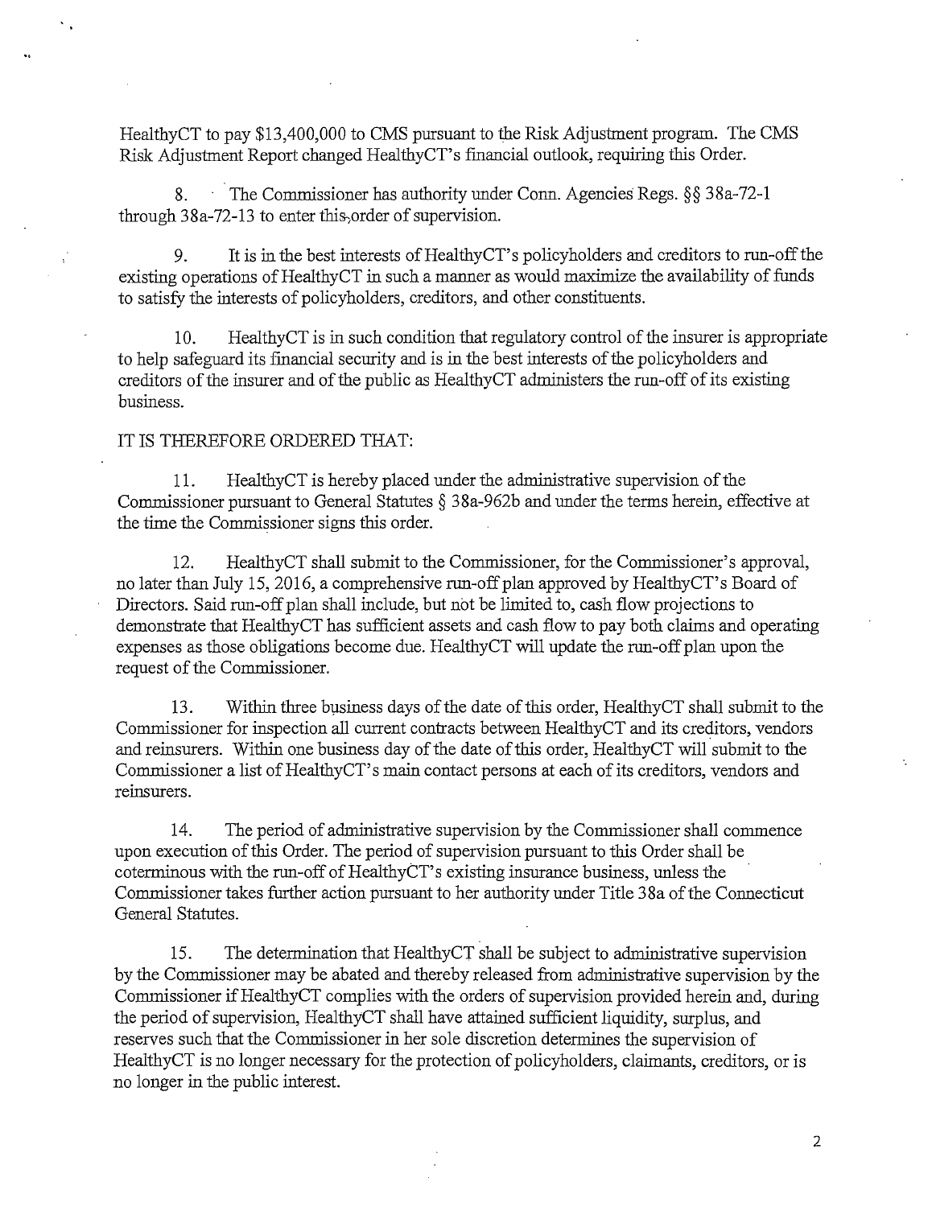HealthyCT to pay $13,400,000 to CMS pursuant to the Risk Adjustment program. The CMS Risk Adjustment Report changed HealthyCT's financial outlook, requiring this Order.

8. The Commissioner has authority under Conn. Agencies Regs. §§ 38a-72-1 through 38a-72-13 to enter this order of supervision.

9. It is in the best interests of HealthyCT's policyholders and creditors to run-off the existing operations of HealthyCT in such a manner as would maximize the availability of funds to satisfy the interests of policyholders, creditors, and other constituents.

10. HealthyCT is in such condition that regulatory control of the insurer is appropriate to help safeguard its financial security and is in the best interests of the policyholders and creditors of the insurer and of the public as HealthyCT administers the run-off of its existing business.

IT IS THEREFORE ORDERED THAT:

11. HealthyCT is hereby placed under the administrative supervision of the Commissioner pursuant to General Statutes § 38a-962b and under the terms herein, effective at the time the Commissioner signs this order.

12. HealthyCT shall submit to the Commissioner, for the Commissioner's approval, no later than July 15, 2016, a comprehensive run-off plan approved by HealthyCT's Board of Directors. Said run-off plan shall include, but not be limited to, cash flow projections to demonstrate that HealthyCT has sufficient assets and cash flow to pay both claims and operating expenses as those obligations become due. HealthyCT will update the run-off plan upon the request of the Commissioner.

13. Within three business days of the date of this order, HealthyCT shall submit to the Commissioner for inspection all current contracts between HealthyCT and its creditors, vendors and reinsurers. Within one business day of the date of this order, HealthyCT will submit to the Commissioner a list of HealthyCT's main contact persons at each of its creditors, vendors and reinsurers.

14. The period of administrative supervision by the Commissioner shall commence upon execution of this Order. The period of supervision pursuant to this Order shall be coterminous with the run-off of HealthyCT's existing insurance business, unless the Commissioner takes further action pursuant to her authority under Title 38a of the Connecticut General Statutes.

15. The determination that HealthyCT shall be subject to administrative supervision by the Commissioner may be abated and thereby released from administrative supervision by the Commissioner if HealthyCT complies with the orders of supervision provided herein and, during the period of supervision, HealthyCT shall have attained sufficient liquidity, surplus, and reserves such that the Commissioner in her sole discretion determines the supervision of HealthyCT is no longer necessary for the protection of policyholders, claimants, creditors, or is no longer in the public interest.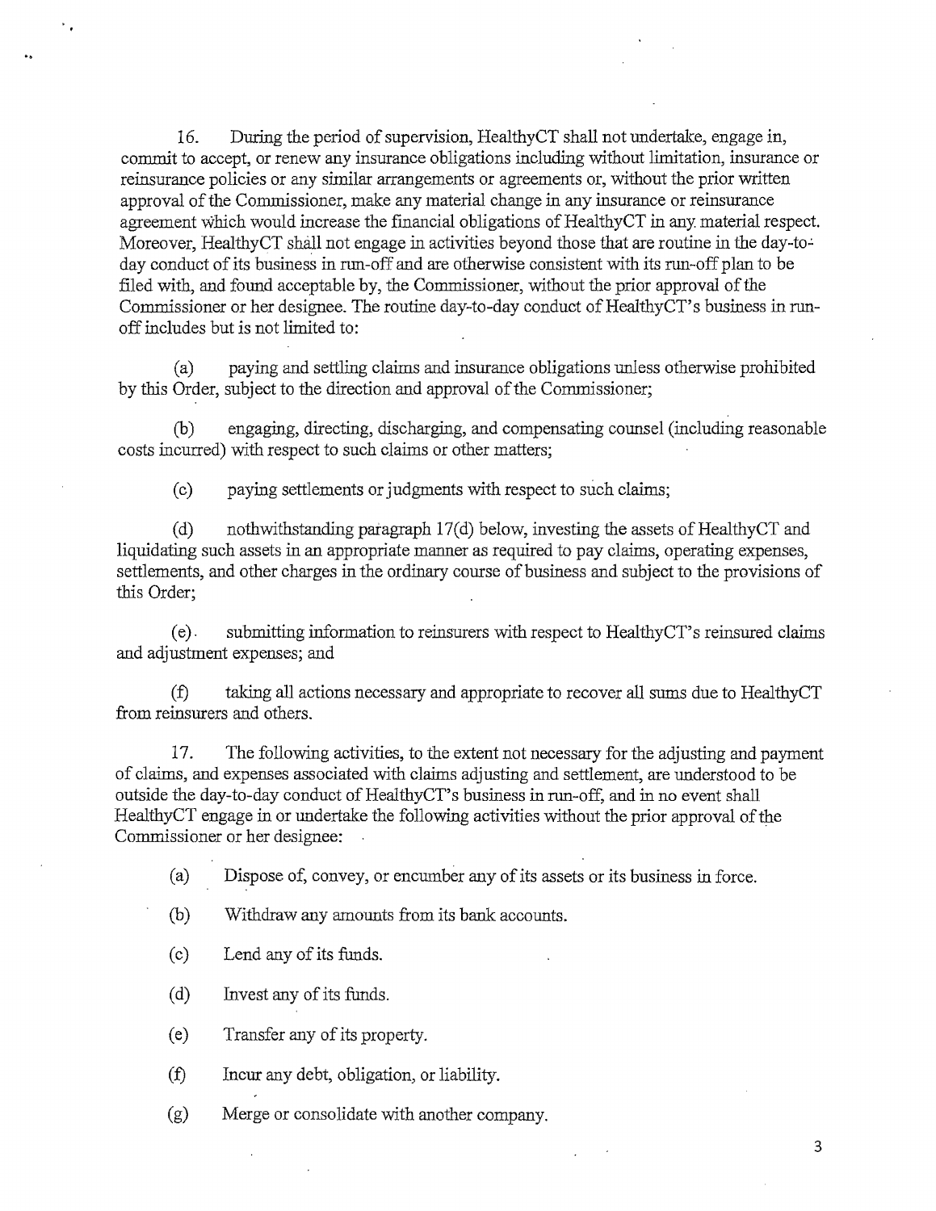16. During the period of supervision, HealthyCT shall not undertake, engage in, commit to accept, or renew any insurance obligations including without limitation, insurance or reinsurance policies or any similar arrangements or agreements or, without the prior written approval of the Commissioner, make any material change in any insurance or reinsurance agreement which would increase the financial obligations of HealthyCT in any material respect. Moreover, HealthyCT shall not engage in activities beyond those that are routine in the day-to-day conduct of its business in run-off and are otherwise consistent with its run-off plan to be filed with, and found acceptable by, the Commissioner, without the prior approval of the Commissioner or her designee. The routine day-to-day conduct of HealthyCT's business in run-off includes but is not limited to:

(a) paying and settling claims and insurance obligations unless otherwise prohibited by this Order, subject to the direction and approval of the Commissioner;

(b) engaging, directing, discharging, and compensating counsel (including reasonable costs incurred) with respect to such claims or other matters;

(c) paying settlements or judgments with respect to such claims;

(d) nothwithstanding paragraph 17(d) below, investing the assets of HealthyCT and liquidating such assets in an appropriate manner as required to pay claims, operating expenses, settlements, and other charges in the ordinary course of business and subject to the provisions of this Order;

(e) submitting information to reinsurers with respect to HealthyCT's reinsured claims and adjustment expenses; and

(f) taking all actions necessary and appropriate to recover all sums due to HealthyCT from reinsurers and others.

17. The following activities, to the extent not necessary for the adjusting and payment of claims, and expenses associated with claims adjusting and settlement, are understood to be outside the day-to-day conduct of HealthyCT's business in run-off, and in no event shall HealthyCT engage in or undertake the following activities without the prior approval of the Commissioner or her designee:

(a) Dispose of, convey, or encumber any of its assets or its business in force.

(b) Withdraw any amounts from its bank accounts.

(c) Lend any of its funds.

(d) Invest any of its funds.

(e) Transfer any of its property.

(f) Incur any debt, obligation, or liability.

(g) Merge or consolidate with another company.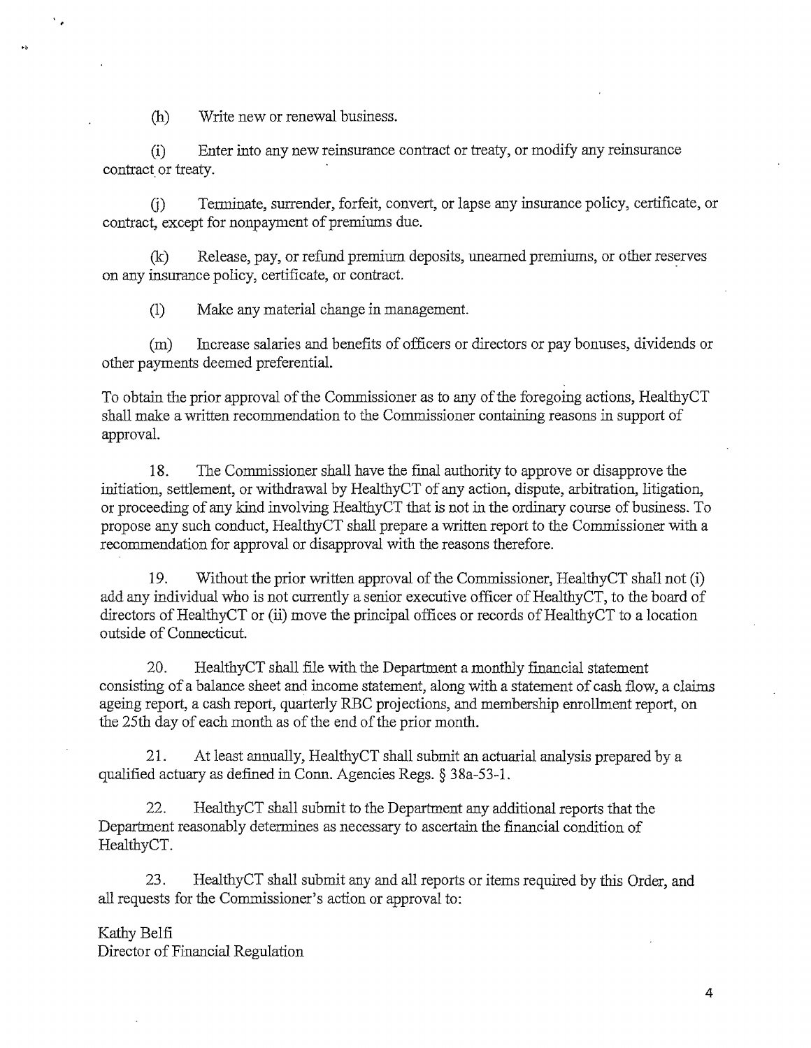(h) Write new or renewal business.

(i) Enter into any new reinsurance contract or treaty, or modify any reinsurance contract or treaty.

(j) Terminate, surrender, forfeit, convert, or lapse any insurance policy, certificate, or contract, except for nonpayment of premiums due.

(k) Release, pay, or refund premium deposits, unearned premiums, or other reserves on any insurance policy, certificate, or contract.

(l) Make any material change in management.

(m) Increase salaries and benefits of officers or directors or pay bonuses, dividends or other payments deemed preferential.

To obtain the prior approval of the Commissioner as to any of the foregoing actions, HealthyCT shall make a written recommendation to the Commissioner containing reasons in support of approval.

18. The Commissioner shall have the final authority to approve or disapprove the initiation, settlement, or withdrawal by HealthyCT of any action, dispute, arbitration, litigation, or proceeding of any kind involving HealthyCT that is not in the ordinary course of business. To propose any such conduct, HealthyCT shall prepare a written report to the Commissioner with a recommendation for approval or disapproval with the reasons therefore.

19. Without the prior written approval of the Commissioner, HealthyCT shall not (i) add any individual who is not currently a senior executive officer of HealthyCT, to the board of directors of HealthyCT or (ii) move the principal offices or records of HealthyCT to a location outside of Connecticut.

20. HealthyCT shall file with the Department a monthly financial statement consisting of a balance sheet and income statement, along with a statement of cash flow, a claims ageing report, a cash report, quarterly RBC projections, and membership enrollment report, on the 25th day of each month as of the end of the prior month.

21. At least annually, HealthyCT shall submit an actuarial analysis prepared by a qualified actuary as defined in Conn. Agencies Regs. § 38a-53-1.

22. HealthyCT shall submit to the Department any additional reports that the Department reasonably determines as necessary to ascertain the financial condition of HealthyCT.

23. HealthyCT shall submit any and all reports or items required by this Order, and all requests for the Commissioner's action or approval to:

Kathy Belfi
Director of Financial Regulation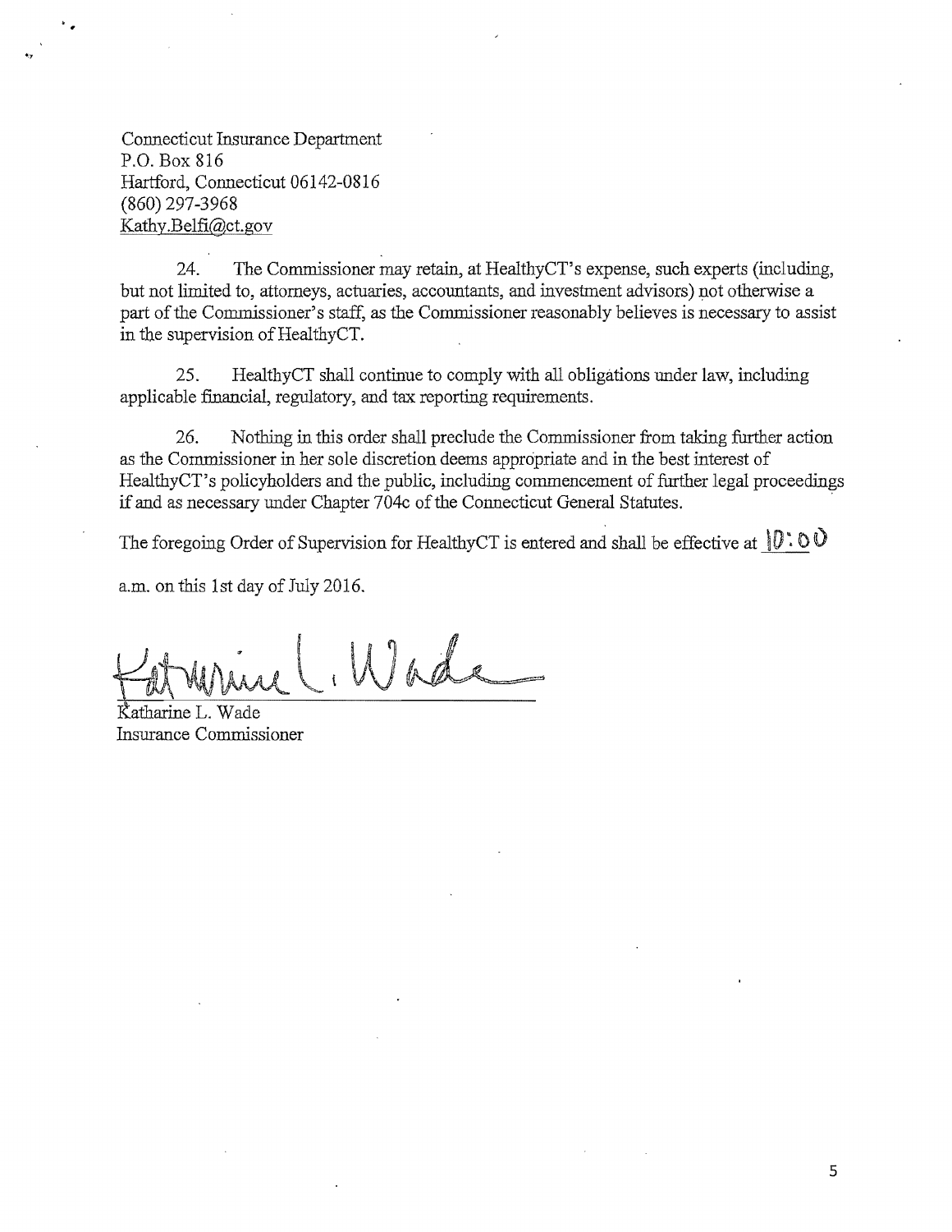Connecticut Insurance Department
P.O. Box 816
Hartford, Connecticut 06142-0816
(860) 297-3968
Kathy.Belfi@ct.gov

24. The Commissioner may retain, at HealthyCT's expense, such experts (including, but not limited to, attorneys, actuaries, accountants, and investment advisors) not otherwise a part of the Commissioner's staff, as the Commissioner reasonably believes is necessary to assist in the supervision of HealthyCT.

25. HealthyCT shall continue to comply with all obligations under law, including applicable financial, regulatory, and tax reporting requirements.

26. Nothing in this order shall preclude the Commissioner from taking further action as the Commissioner in her sole discretion deems appropriate and in the best interest of HealthyCT's policyholders and the public, including commencement of further legal proceedings if and as necessary under Chapter 704c of the Connecticut General Statutes.

The foregoing Order of Supervision for HealthyCT is entered and shall be effective at 10:00 a.m. on this 1st day of July 2016.

Katharine L. Wade
Insurance Commissioner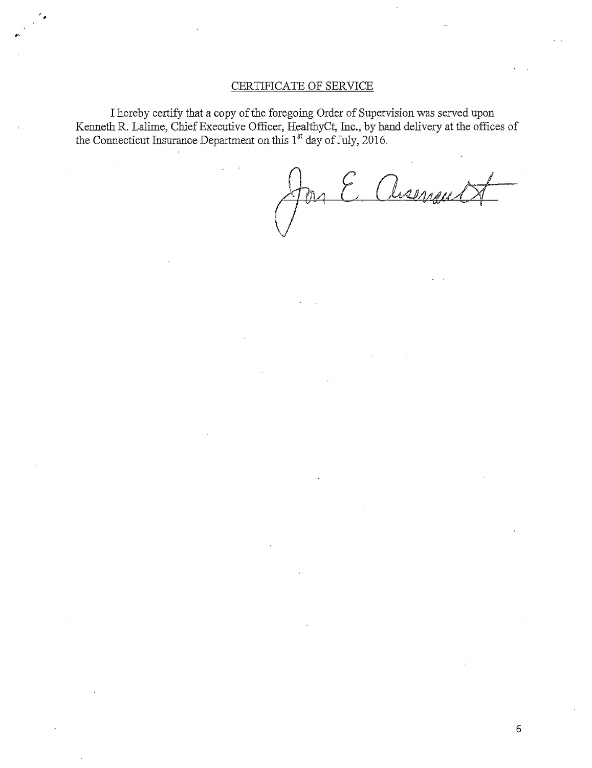## CERTIFICATE OF SERVICE

I hereby certify that a copy of the foregoing Order of Supervision was served upon Kenneth R. Lalime, Chief Executive Officer, HealthyCt, Inc., by hand delivery at the offices of the Connecticut Insurance Department on this 1st day of July, 2016.